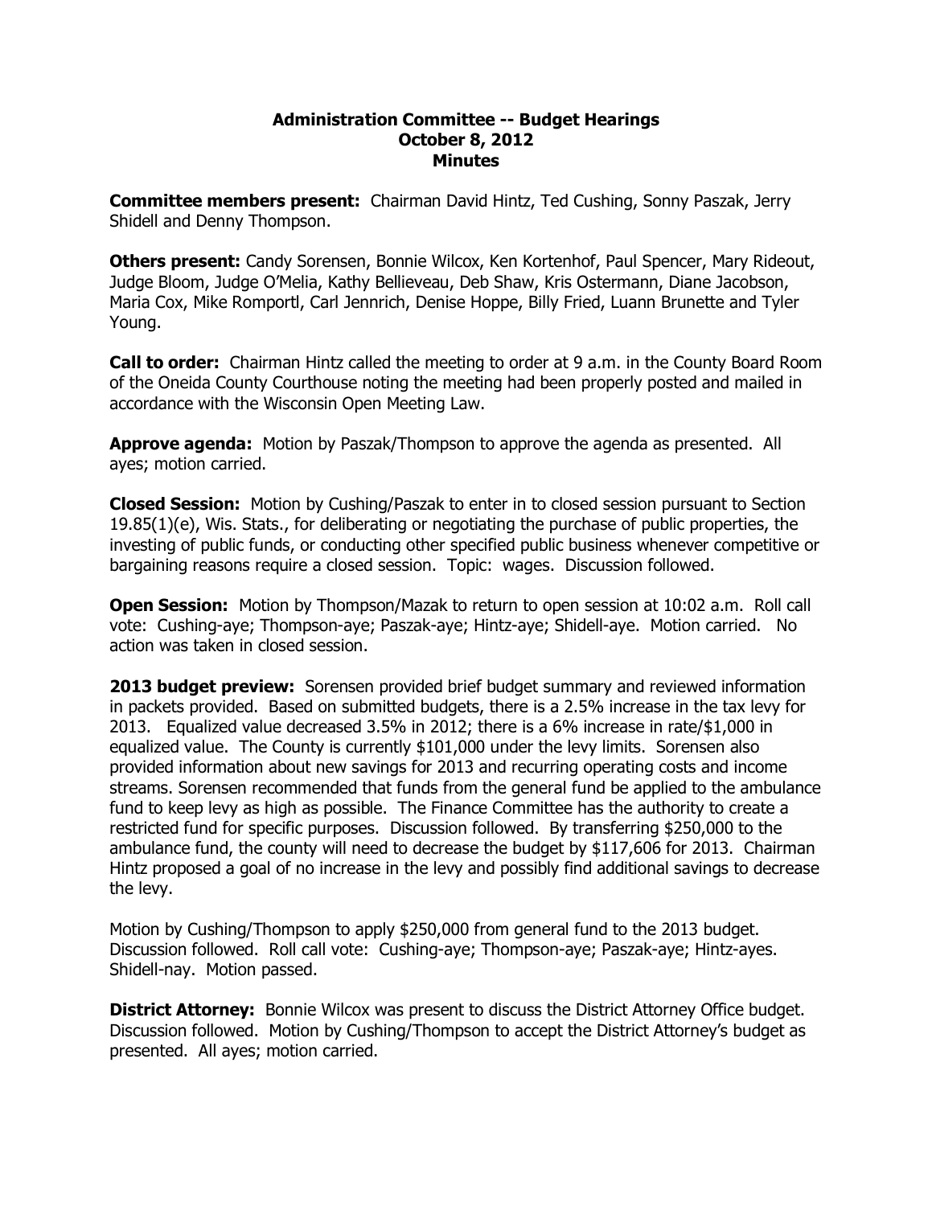# Administration Committee -- Budget Hearings
## October 8, 2012
## Minutes

**Committee members present:** Chairman David Hintz, Ted Cushing, Sonny Paszak, Jerry Shidell and Denny Thompson.

**Others present:** Candy Sorensen, Bonnie Wilcox, Ken Kortenhof, Paul Spencer, Mary Rideout, Judge Bloom, Judge O'Melia, Kathy Bellieveau, Deb Shaw, Kris Ostermann, Diane Jacobson, Maria Cox, Mike Romportl, Carl Jennrich, Denise Hoppe, Billy Fried, Luann Brunette and Tyler Young.

**Call to order:** Chairman Hintz called the meeting to order at 9 a.m. in the County Board Room of the Oneida County Courthouse noting the meeting had been properly posted and mailed in accordance with the Wisconsin Open Meeting Law.

**Approve agenda:** Motion by Paszak/Thompson to approve the agenda as presented. All ayes; motion carried.

**Closed Session:** Motion by Cushing/Paszak to enter in to closed session pursuant to Section 19.85(1)(e), Wis. Stats., for deliberating or negotiating the purchase of public properties, the investing of public funds, or conducting other specified public business whenever competitive or bargaining reasons require a closed session. Topic: wages. Discussion followed.

**Open Session:** Motion by Thompson/Mazak to return to open session at 10:02 a.m. Roll call vote: Cushing-aye; Thompson-aye; Paszak-aye; Hintz-aye; Shidell-aye. Motion carried. No action was taken in closed session.

**2013 budget preview:** Sorensen provided brief budget summary and reviewed information in packets provided. Based on submitted budgets, there is a 2.5% increase in the tax levy for 2013. Equalized value decreased 3.5% in 2012; there is a 6% increase in rate/$1,000 in equalized value. The County is currently $101,000 under the levy limits. Sorensen also provided information about new savings for 2013 and recurring operating costs and income streams. Sorensen recommended that funds from the general fund be applied to the ambulance fund to keep levy as high as possible. The Finance Committee has the authority to create a restricted fund for specific purposes. Discussion followed. By transferring $250,000 to the ambulance fund, the county will need to decrease the budget by $117,606 for 2013. Chairman Hintz proposed a goal of no increase in the levy and possibly find additional savings to decrease the levy.

Motion by Cushing/Thompson to apply $250,000 from general fund to the 2013 budget. Discussion followed. Roll call vote: Cushing-aye; Thompson-aye; Paszak-aye; Hintz-ayes. Shidell-nay. Motion passed.

**District Attorney:** Bonnie Wilcox was present to discuss the District Attorney Office budget. Discussion followed. Motion by Cushing/Thompson to accept the District Attorney's budget as presented. All ayes; motion carried.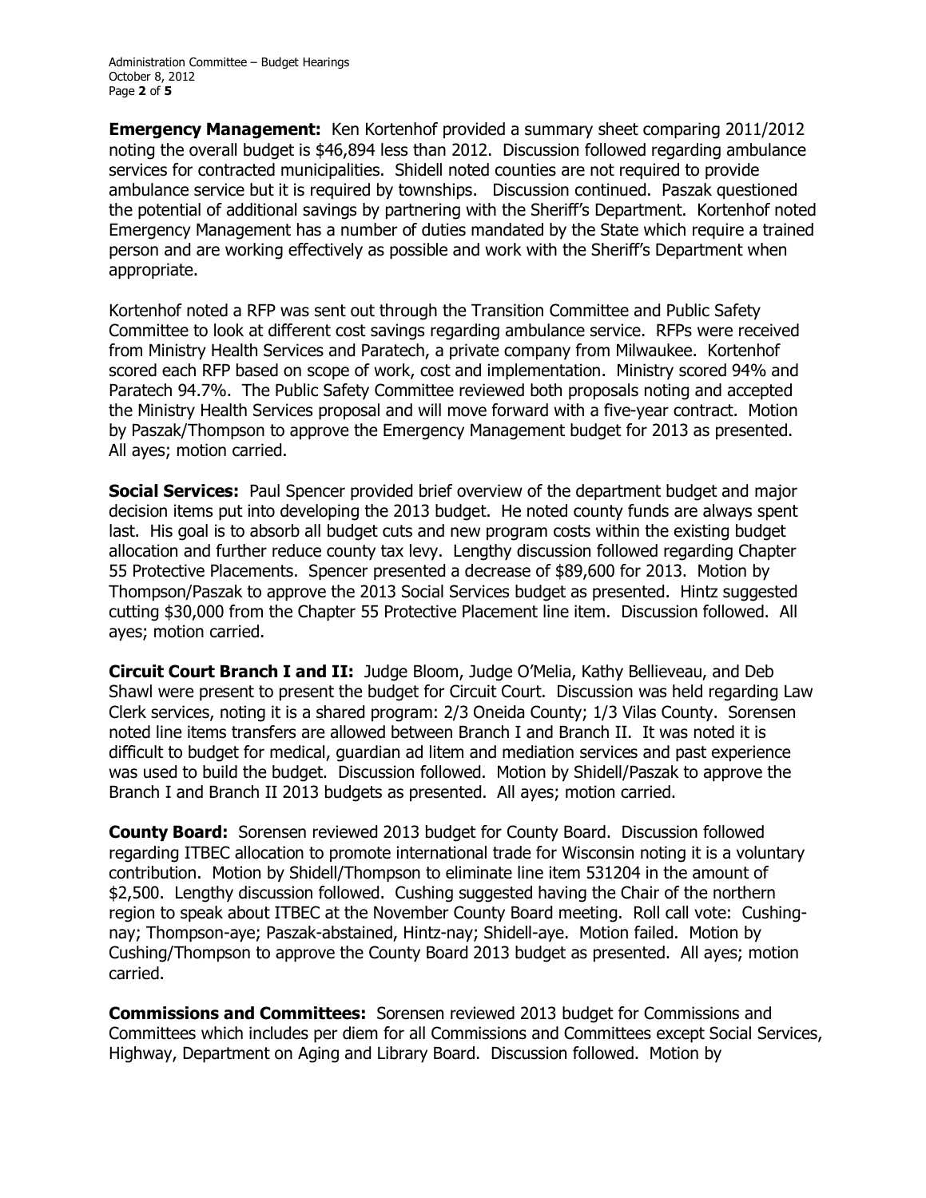**Emergency Management:** Ken Kortenhof provided a summary sheet comparing 2011/2012 noting the overall budget is $46,894 less than 2012. Discussion followed regarding ambulance services for contracted municipalities. Shidell noted counties are not required to provide ambulance service but it is required by townships. Discussion continued. Paszak questioned the potential of additional savings by partnering with the Sheriff's Department. Kortenhof noted Emergency Management has a number of duties mandated by the State which require a trained person and are working effectively as possible and work with the Sheriff's Department when appropriate.

Kortenhof noted a RFP was sent out through the Transition Committee and Public Safety Committee to look at different cost savings regarding ambulance service. RFPs were received from Ministry Health Services and Paratech, a private company from Milwaukee. Kortenhof scored each RFP based on scope of work, cost and implementation. Ministry scored 94% and Paratech 94.7%. The Public Safety Committee reviewed both proposals noting and accepted the Ministry Health Services proposal and will move forward with a five-year contract. Motion by Paszak/Thompson to approve the Emergency Management budget for 2013 as presented. All ayes; motion carried.

**Social Services:** Paul Spencer provided brief overview of the department budget and major decision items put into developing the 2013 budget. He noted county funds are always spent last. His goal is to absorb all budget cuts and new program costs within the existing budget allocation and further reduce county tax levy. Lengthy discussion followed regarding Chapter 55 Protective Placements. Spencer presented a decrease of $89,600 for 2013. Motion by Thompson/Paszak to approve the 2013 Social Services budget as presented. Hintz suggested cutting $30,000 from the Chapter 55 Protective Placement line item. Discussion followed. All ayes; motion carried.

**Circuit Court Branch I and II:** Judge Bloom, Judge O'Melia, Kathy Bellieveau, and Deb Shawl were present to present the budget for Circuit Court. Discussion was held regarding Law Clerk services, noting it is a shared program: 2/3 Oneida County; 1/3 Vilas County. Sorensen noted line items transfers are allowed between Branch I and Branch II. It was noted it is difficult to budget for medical, guardian ad litem and mediation services and past experience was used to build the budget. Discussion followed. Motion by Shidell/Paszak to approve the Branch I and Branch II 2013 budgets as presented. All ayes; motion carried.

**County Board:** Sorensen reviewed 2013 budget for County Board. Discussion followed regarding ITBEC allocation to promote international trade for Wisconsin noting it is a voluntary contribution. Motion by Shidell/Thompson to eliminate line item 531204 in the amount of $2,500. Lengthy discussion followed. Cushing suggested having the Chair of the northern region to speak about ITBEC at the November County Board meeting. Roll call vote: Cushing-nay; Thompson-aye; Paszak-abstained, Hintz-nay; Shidell-aye. Motion failed. Motion by Cushing/Thompson to approve the County Board 2013 budget as presented. All ayes; motion carried.

**Commissions and Committees:** Sorensen reviewed 2013 budget for Commissions and Committees which includes per diem for all Commissions and Committees except Social Services, Highway, Department on Aging and Library Board. Discussion followed. Motion by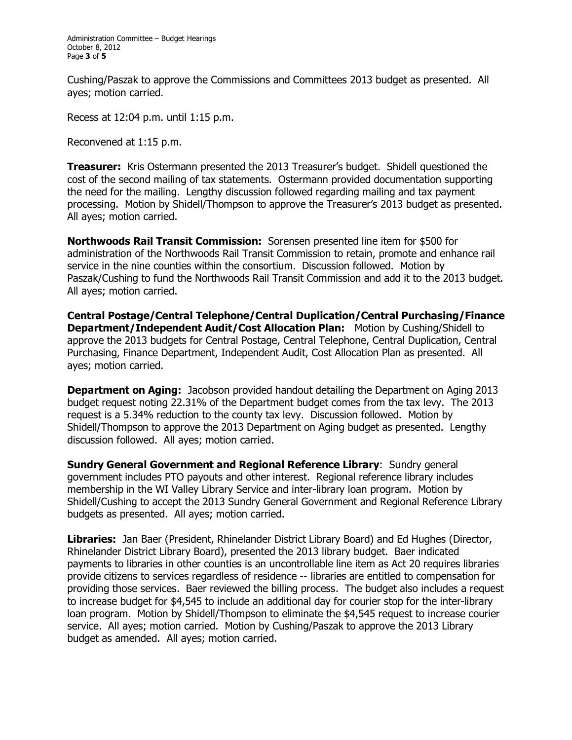Cushing/Paszak to approve the Commissions and Committees 2013 budget as presented. All ayes; motion carried.

Recess at 12:04 p.m. until 1:15 p.m.

Reconvened at 1:15 p.m.

**Treasurer:** Kris Ostermann presented the 2013 Treasurer's budget. Shidell questioned the cost of the second mailing of tax statements. Ostermann provided documentation supporting the need for the mailing. Lengthy discussion followed regarding mailing and tax payment processing. Motion by Shidell/Thompson to approve the Treasurer's 2013 budget as presented. All ayes; motion carried.

**Northwoods Rail Transit Commission:** Sorensen presented line item for $500 for administration of the Northwoods Rail Transit Commission to retain, promote and enhance rail service in the nine counties within the consortium. Discussion followed. Motion by Paszak/Cushing to fund the Northwoods Rail Transit Commission and add it to the 2013 budget. All ayes; motion carried.

**Central Postage/Central Telephone/Central Duplication/Central Purchasing/Finance Department/Independent Audit/Cost Allocation Plan:** Motion by Cushing/Shidell to approve the 2013 budgets for Central Postage, Central Telephone, Central Duplication, Central Purchasing, Finance Department, Independent Audit, Cost Allocation Plan as presented. All ayes; motion carried.

**Department on Aging:** Jacobson provided handout detailing the Department on Aging 2013 budget request noting 22.31% of the Department budget comes from the tax levy. The 2013 request is a 5.34% reduction to the county tax levy. Discussion followed. Motion by Shidell/Thompson to approve the 2013 Department on Aging budget as presented. Lengthy discussion followed. All ayes; motion carried.

**Sundry General Government and Regional Reference Library**: Sundry general government includes PTO payouts and other interest. Regional reference library includes membership in the WI Valley Library Service and inter-library loan program. Motion by Shidell/Cushing to accept the 2013 Sundry General Government and Regional Reference Library budgets as presented. All ayes; motion carried.

**Libraries:** Jan Baer (President, Rhinelander District Library Board) and Ed Hughes (Director, Rhinelander District Library Board), presented the 2013 library budget. Baer indicated payments to libraries in other counties is an uncontrollable line item as Act 20 requires libraries provide citizens to services regardless of residence -- libraries are entitled to compensation for providing those services. Baer reviewed the billing process. The budget also includes a request to increase budget for $4,545 to include an additional day for courier stop for the inter-library loan program. Motion by Shidell/Thompson to eliminate the $4,545 request to increase courier service. All ayes; motion carried. Motion by Cushing/Paszak to approve the 2013 Library budget as amended. All ayes; motion carried.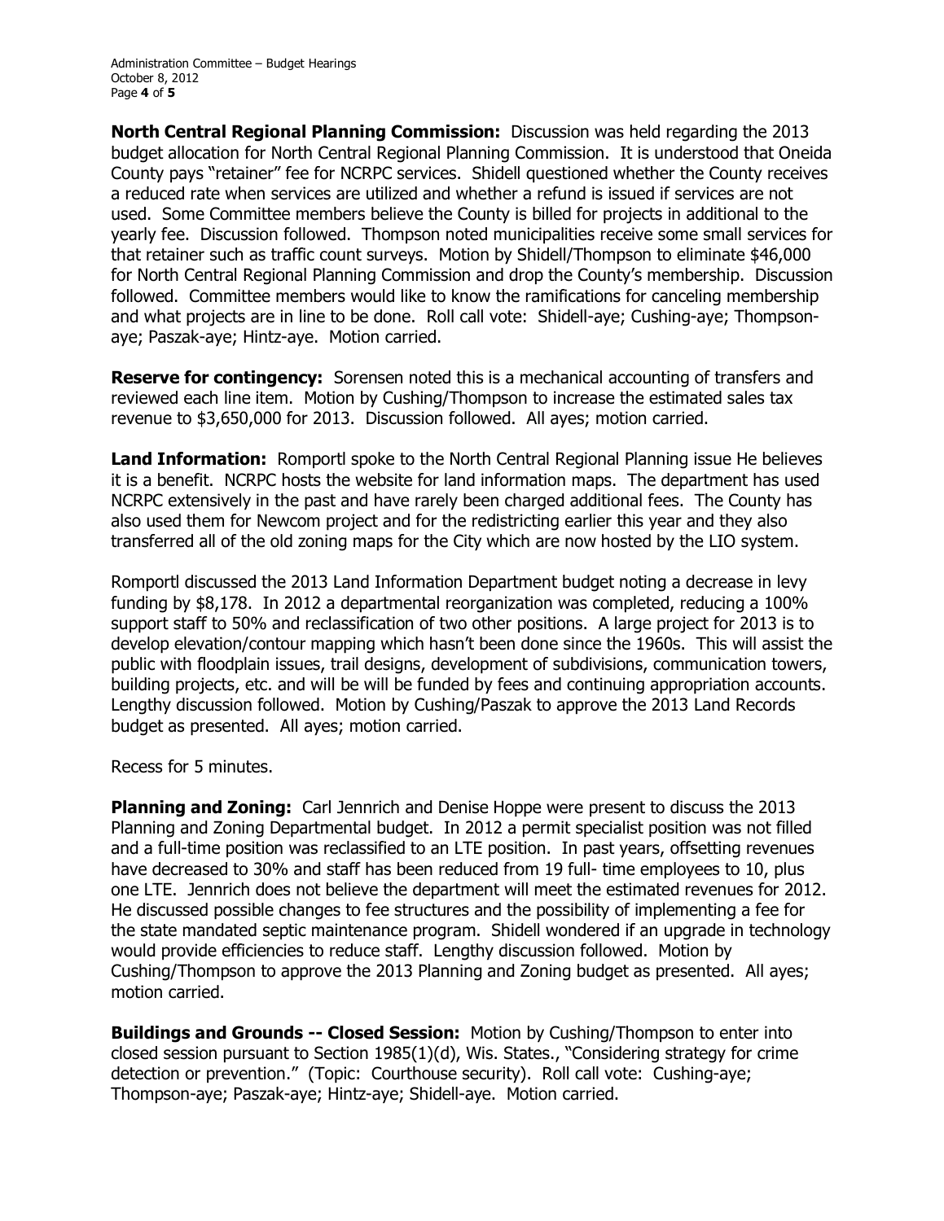**North Central Regional Planning Commission:** Discussion was held regarding the 2013 budget allocation for North Central Regional Planning Commission. It is understood that Oneida County pays "retainer" fee for NCRPC services. Shidell questioned whether the County receives a reduced rate when services are utilized and whether a refund is issued if services are not used. Some Committee members believe the County is billed for projects in additional to the yearly fee. Discussion followed. Thompson noted municipalities receive some small services for that retainer such as traffic count surveys. Motion by Shidell/Thompson to eliminate $46,000 for North Central Regional Planning Commission and drop the County's membership. Discussion followed. Committee members would like to know the ramifications for canceling membership and what projects are in line to be done. Roll call vote: Shidell-aye; Cushing-aye; Thompson-aye; Paszak-aye; Hintz-aye. Motion carried.

**Reserve for contingency:** Sorensen noted this is a mechanical accounting of transfers and reviewed each line item. Motion by Cushing/Thompson to increase the estimated sales tax revenue to $3,650,000 for 2013. Discussion followed. All ayes; motion carried.

**Land Information:** Romportl spoke to the North Central Regional Planning issue He believes it is a benefit. NCRPC hosts the website for land information maps. The department has used NCRPC extensively in the past and have rarely been charged additional fees. The County has also used them for Newcom project and for the redistricting earlier this year and they also transferred all of the old zoning maps for the City which are now hosted by the LIO system.

Romportl discussed the 2013 Land Information Department budget noting a decrease in levy funding by $8,178. In 2012 a departmental reorganization was completed, reducing a 100% support staff to 50% and reclassification of two other positions. A large project for 2013 is to develop elevation/contour mapping which hasn't been done since the 1960s. This will assist the public with floodplain issues, trail designs, development of subdivisions, communication towers, building projects, etc. and will be will be funded by fees and continuing appropriation accounts. Lengthy discussion followed. Motion by Cushing/Paszak to approve the 2013 Land Records budget as presented. All ayes; motion carried.

Recess for 5 minutes.

**Planning and Zoning:** Carl Jennrich and Denise Hoppe were present to discuss the 2013 Planning and Zoning Departmental budget. In 2012 a permit specialist position was not filled and a full-time position was reclassified to an LTE position. In past years, offsetting revenues have decreased to 30% and staff has been reduced from 19 full- time employees to 10, plus one LTE. Jennrich does not believe the department will meet the estimated revenues for 2012. He discussed possible changes to fee structures and the possibility of implementing a fee for the state mandated septic maintenance program. Shidell wondered if an upgrade in technology would provide efficiencies to reduce staff. Lengthy discussion followed. Motion by Cushing/Thompson to approve the 2013 Planning and Zoning budget as presented. All ayes; motion carried.

**Buildings and Grounds -- Closed Session:** Motion by Cushing/Thompson to enter into closed session pursuant to Section 1985(1)(d), Wis. States., "Considering strategy for crime detection or prevention." (Topic: Courthouse security). Roll call vote: Cushing-aye; Thompson-aye; Paszak-aye; Hintz-aye; Shidell-aye. Motion carried.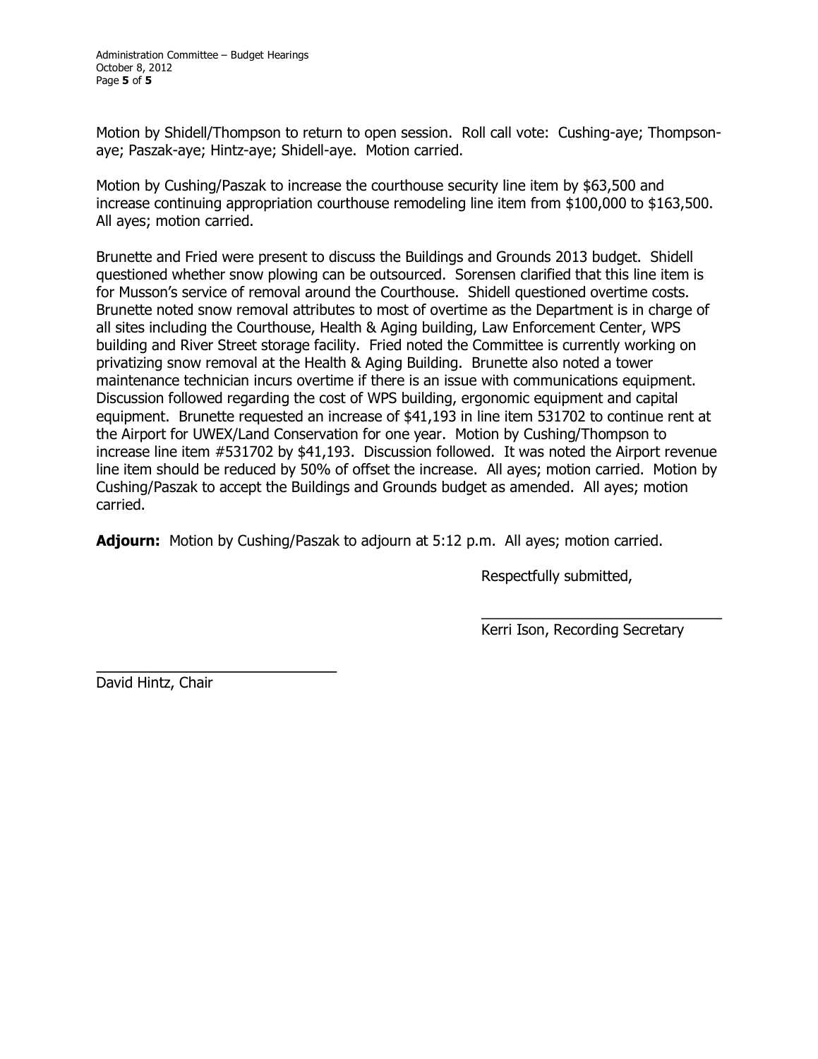Motion by Shidell/Thompson to return to open session. Roll call vote: Cushing-aye; Thompson-aye; Paszak-aye; Hintz-aye; Shidell-aye. Motion carried.

Motion by Cushing/Paszak to increase the courthouse security line item by $63,500 and increase continuing appropriation courthouse remodeling line item from $100,000 to $163,500. All ayes; motion carried.

Brunette and Fried were present to discuss the Buildings and Grounds 2013 budget. Shidell questioned whether snow plowing can be outsourced. Sorensen clarified that this line item is for Musson's service of removal around the Courthouse. Shidell questioned overtime costs. Brunette noted snow removal attributes to most of overtime as the Department is in charge of all sites including the Courthouse, Health & Aging building, Law Enforcement Center, WPS building and River Street storage facility. Fried noted the Committee is currently working on privatizing snow removal at the Health & Aging Building. Brunette also noted a tower maintenance technician incurs overtime if there is an issue with communications equipment. Discussion followed regarding the cost of WPS building, ergonomic equipment and capital equipment. Brunette requested an increase of $41,193 in line item 531702 to continue rent at the Airport for UWEX/Land Conservation for one year. Motion by Cushing/Thompson to increase line item #531702 by $41,193. Discussion followed. It was noted the Airport revenue line item should be reduced by 50% of offset the increase. All ayes; motion carried. Motion by Cushing/Paszak to accept the Buildings and Grounds budget as amended. All ayes; motion carried.

**Adjourn:** Motion by Cushing/Paszak to adjourn at 5:12 p.m. All ayes; motion carried.

Respectfully submitted,

\_\_\_\_\_\_\_\_\_\_\_\_\_\_\_\_\_\_\_\_\_\_\_\_\_\_\_\_\_\_

Kerri Ison, Recording Secretary

\_\_\_\_\_\_\_\_\_\_\_\_\_\_\_\_\_\_\_\_\_\_\_\_\_\_\_\_\_\_

David Hintz, Chair